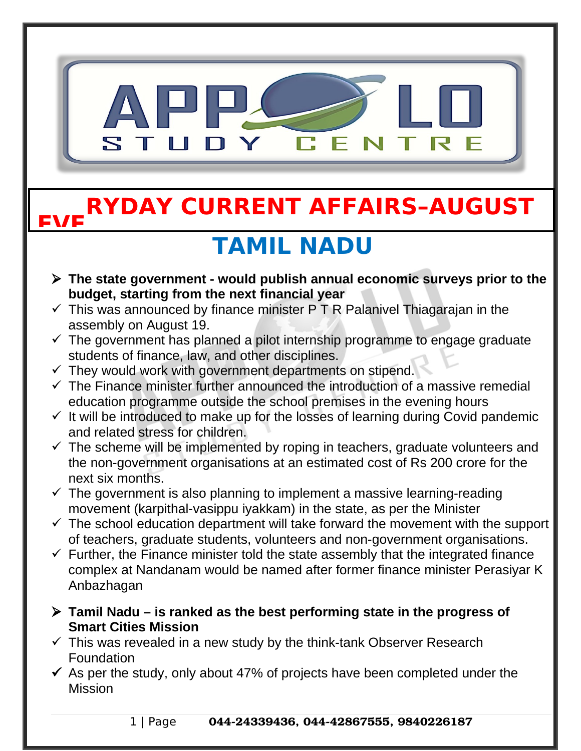# EVERYDAY CURRENT AFFAIRS–AUGUST

## TAMIL NADU

- **The state government - would publish annual economic surveys prior to the budget, starting from the next financial year**
- ✓ This was announced by finance minister P T R Palanivel Thiagarajan in the assembly on August 19.
- ✓ The government has planned a pilot internship programme to engage graduate students of finance, law, and other disciplines.
- ✓ They would work with government departments on stipend.
- ✓ The Finance minister further announced the introduction of a massive remedial education programme outside the school premises in the evening hours
- ✓ It will be introduced to make up for the losses of learning during Covid pandemic and related stress for children.
- ✓ The scheme will be implemented by roping in teachers, graduate volunteers and the non-government organisations at an estimated cost of Rs 200 crore for the next six months.
- ✓ The government is also planning to implement a massive learning-reading movement (karpithal-vasippu iyakkam) in the state, as per the Minister
- ✓ The school education department will take forward the movement with the support of teachers, graduate students, volunteers and non-government organisations.
- ✓ Further, the Finance minister told the state assembly that the integrated finance complex at Nandanam would be named after former finance minister Perasiyar K Anbazhagan

- **Tamil Nadu – is ranked as the best performing state in the progress of Smart Cities Mission**
- ✓ This was revealed in a new study by the think-tank Observer Research Foundation
- ✓ As per the study, only about 47% of projects have been completed under the Mission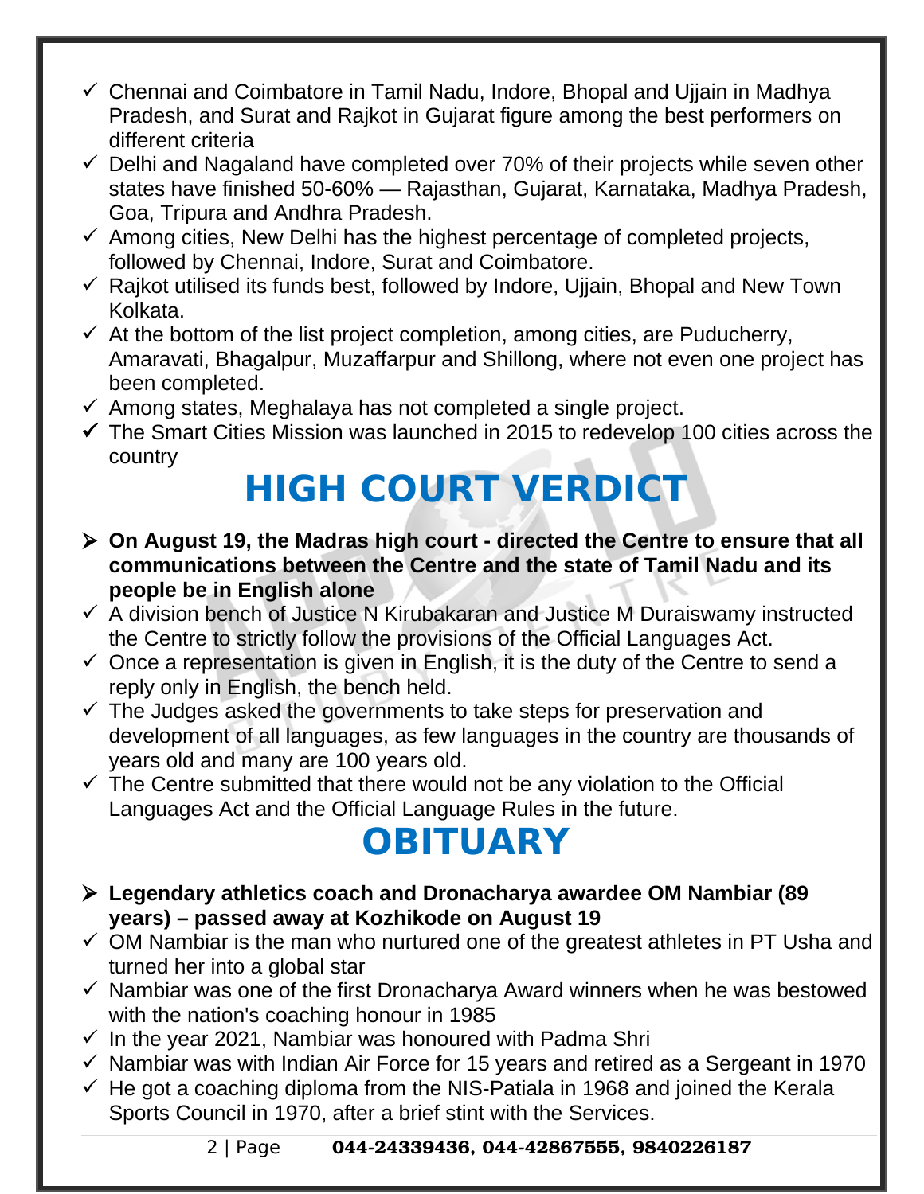- Chennai and Coimbatore in Tamil Nadu, Indore, Bhopal and Ujjain in Madhya Pradesh, and Surat and Rajkot in Gujarat figure among the best performers on different criteria
- Delhi and Nagaland have completed over 70% of their projects while seven other states have finished 50-60% — Rajasthan, Gujarat, Karnataka, Madhya Pradesh, Goa, Tripura and Andhra Pradesh.
- Among cities, New Delhi has the highest percentage of completed projects, followed by Chennai, Indore, Surat and Coimbatore.
- Rajkot utilised its funds best, followed by Indore, Ujjain, Bhopal and New Town Kolkata.
- At the bottom of the list project completion, among cities, are Puducherry, Amaravati, Bhagalpur, Muzaffarpur and Shillong, where not even one project has been completed.
- Among states, Meghalaya has not completed a single project.
- The Smart Cities Mission was launched in 2015 to redevelop 100 cities across the country

# HIGH COURT VERDICT

- **On August 19, the Madras high court - directed the Centre to ensure that all communications between the Centre and the state of Tamil Nadu and its people be in English alone**
- A division bench of Justice N Kirubakaran and Justice M Duraiswamy instructed the Centre to strictly follow the provisions of the Official Languages Act.
- Once a representation is given in English, it is the duty of the Centre to send a reply only in English, the bench held.
- The Judges asked the governments to take steps for preservation and development of all languages, as few languages in the country are thousands of years old and many are 100 years old.
- The Centre submitted that there would not be any violation to the Official Languages Act and the Official Language Rules in the future.

# OBITUARY

- **Legendary athletics coach and Dronacharya awardee OM Nambiar (89 years) – passed away at Kozhikode on August 19**
- OM Nambiar is the man who nurtured one of the greatest athletes in PT Usha and turned her into a global star
- Nambiar was one of the first Dronacharya Award winners when he was bestowed with the nation's coaching honour in 1985
- In the year 2021, Nambiar was honoured with Padma Shri
- Nambiar was with Indian Air Force for 15 years and retired as a Sergeant in 1970
- He got a coaching diploma from the NIS-Patiala in 1968 and joined the Kerala Sports Council in 1970, after a brief stint with the Services.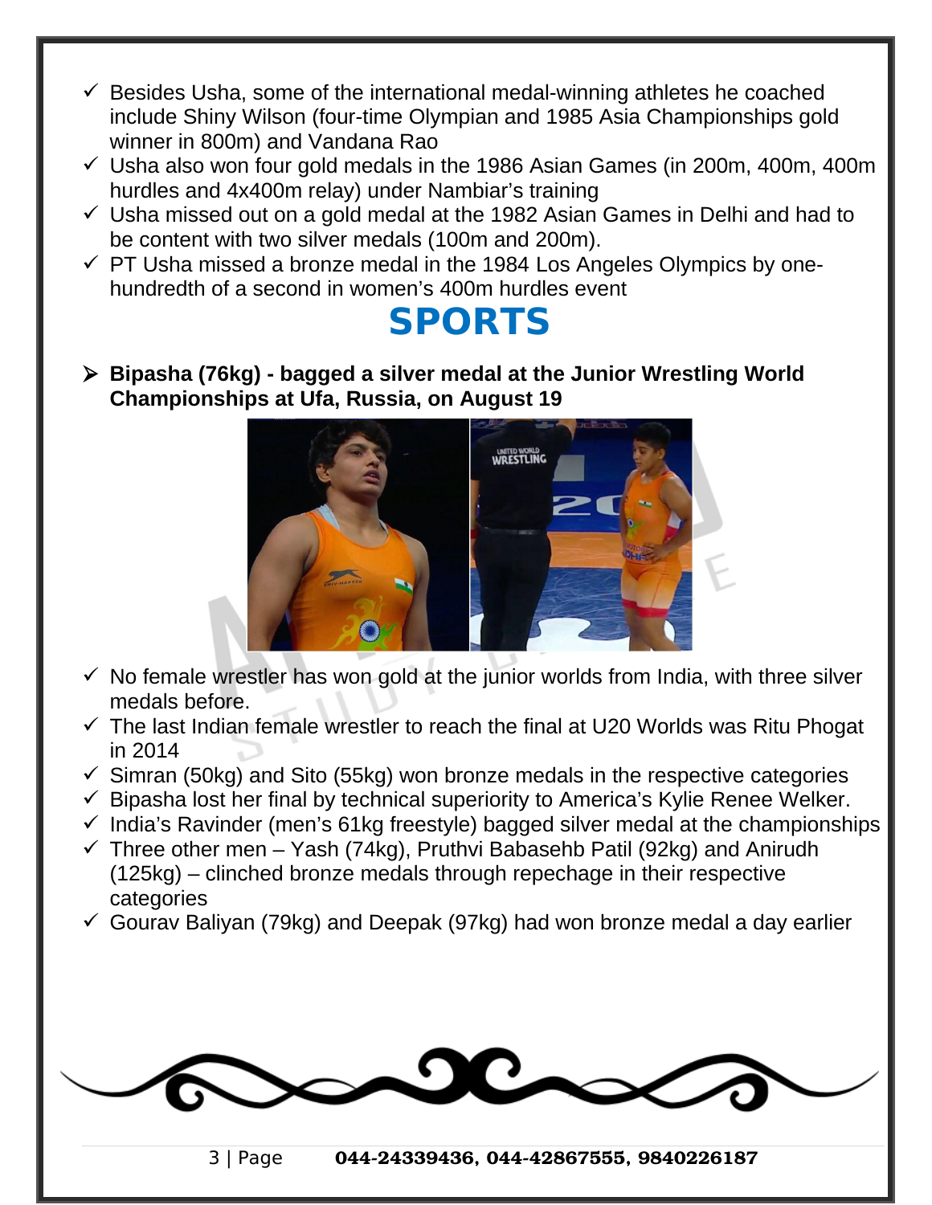- ✓ Besides Usha, some of the international medal-winning athletes he coached include Shiny Wilson (four-time Olympian and 1985 Asia Championships gold winner in 800m) and Vandana Rao
- ✓ Usha also won four gold medals in the 1986 Asian Games (in 200m, 400m, 400m hurdles and 4x400m relay) under Nambiar's training
- ✓ Usha missed out on a gold medal at the 1982 Asian Games in Delhi and had to be content with two silver medals (100m and 200m).
- ✓ PT Usha missed a bronze medal in the 1984 Los Angeles Olympics by one-hundredth of a second in women's 400m hurdles event

# SPORTS

- **Bipasha (76kg) - bagged a silver medal at the Junior Wrestling World Championships at Ufa, Russia, on August 19**

- ✓ No female wrestler has won gold at the junior worlds from India, with three silver medals before.
- ✓ The last Indian female wrestler to reach the final at U20 Worlds was Ritu Phogat in 2014
- ✓ Simran (50kg) and Sito (55kg) won bronze medals in the respective categories
- ✓ Bipasha lost her final by technical superiority to America's Kylie Renee Welker.
- ✓ India's Ravinder (men's 61kg freestyle) bagged silver medal at the championships
- ✓ Three other men – Yash (74kg), Pruthvi Babasehb Patil (92kg) and Anirudh (125kg) – clinched bronze medals through repechage in their respective categories
- ✓ Gourav Baliyan (79kg) and Deepak (97kg) had won bronze medal a day earlier